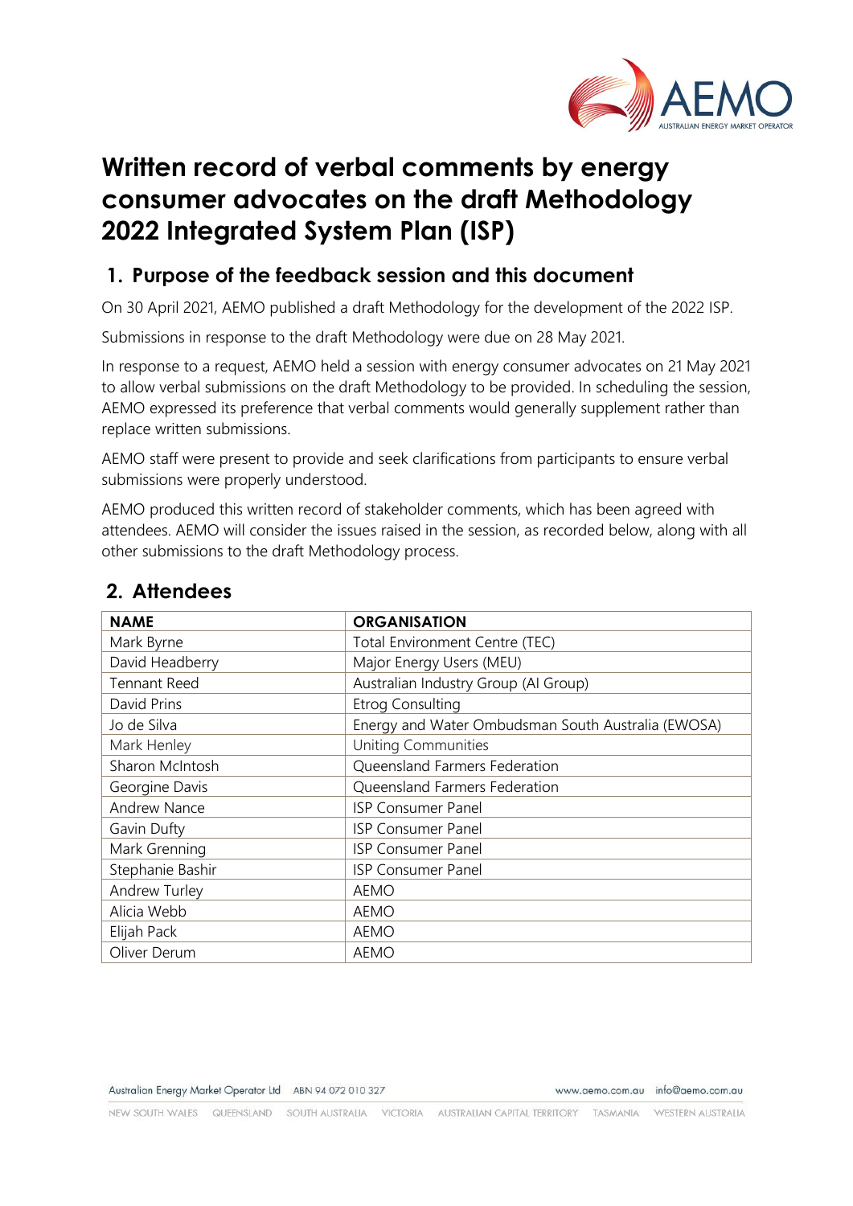# Written record of verbal comments by energy consumer advocates on the draft Methodology 2022 Integrated System Plan (ISP)

## 1. Purpose of the feedback session and this document

On 30 April 2021, AEMO published a draft Methodology for the development of the 2022 ISP.

Submissions in response to the draft Methodology were due on 28 May 2021.

In response to a request, AEMO held a session with energy consumer advocates on 21 May 2021 to allow verbal submissions on the draft Methodology to be provided. In scheduling the session, AEMO expressed its preference that verbal comments would generally supplement rather than replace written submissions.

AEMO staff were present to provide and seek clarifications from participants to ensure verbal submissions were properly understood.

AEMO produced this written record of stakeholder comments, which has been agreed with attendees. AEMO will consider the issues raised in the session, as recorded below, along with all other submissions to the draft Methodology process.

## 2. Attendees

| NAME | ORGANISATION |
|---|---|
| Mark Byrne | Total Environment Centre (TEC) |
| David Headberry | Major Energy Users (MEU) |
| Tennant Reed | Australian Industry Group (AI Group) |
| David Prins | Etrog Consulting |
| Jo de Silva | Energy and Water Ombudsman South Australia (EWOSA) |
| Mark Henley | Uniting Communities |
| Sharon McIntosh | Queensland Farmers Federation |
| Georgine Davis | Queensland Farmers Federation |
| Andrew Nance | ISP Consumer Panel |
| Gavin Dufty | ISP Consumer Panel |
| Mark Grenning | ISP Consumer Panel |
| Stephanie Bashir | ISP Consumer Panel |
| Andrew Turley | AEMO |
| Alicia Webb | AEMO |
| Elijah Pack | AEMO |
| Oliver Derum | AEMO |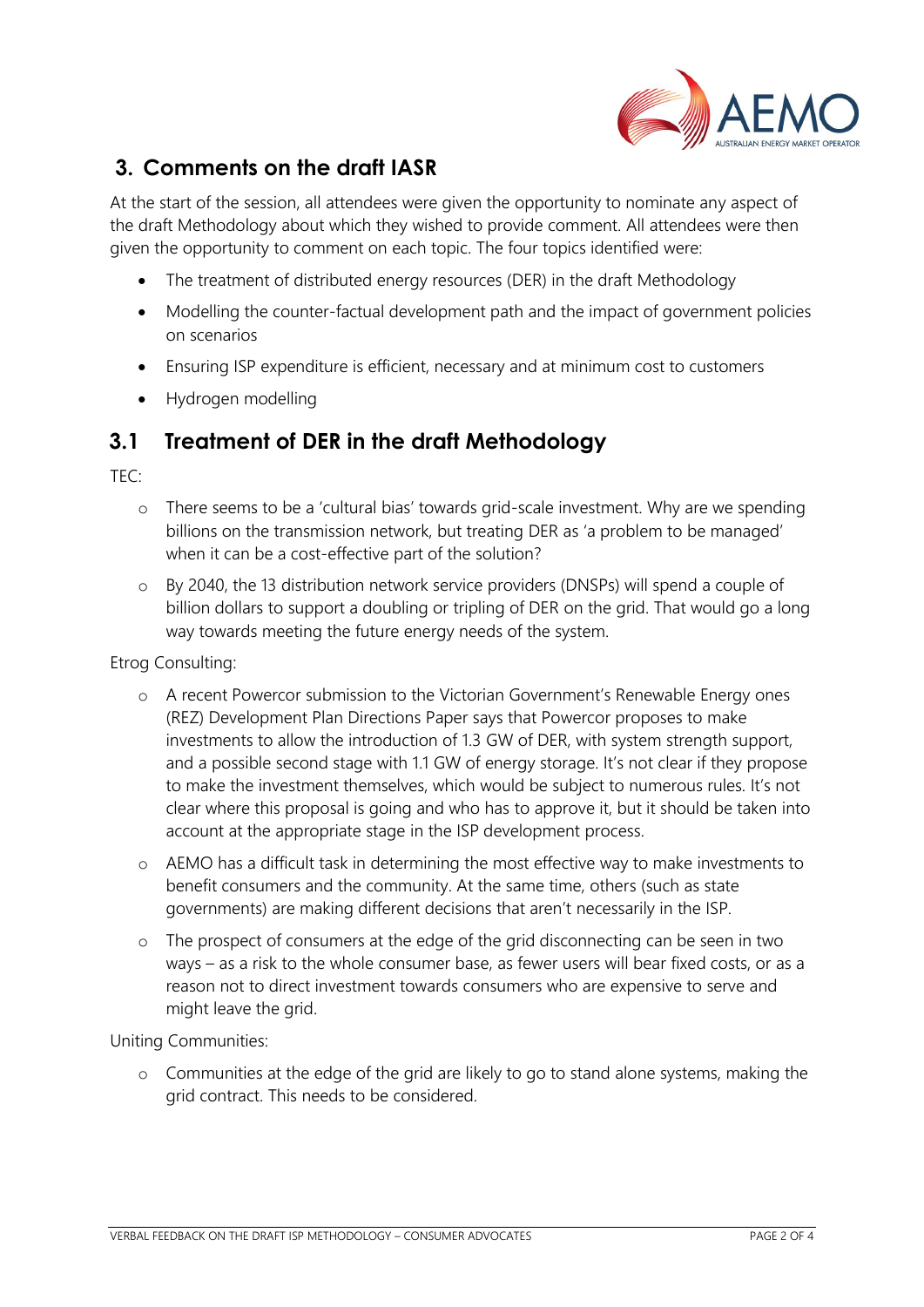## 3. Comments on the draft IASR

At the start of the session, all attendees were given the opportunity to nominate any aspect of the draft Methodology about which they wished to provide comment. All attendees were then given the opportunity to comment on each topic. The four topics identified were:

- The treatment of distributed energy resources (DER) in the draft Methodology
- Modelling the counter-factual development path and the impact of government policies on scenarios
- Ensuring ISP expenditure is efficient, necessary and at minimum cost to customers
- Hydrogen modelling

### 3.1 Treatment of DER in the draft Methodology

TEC:

- There seems to be a 'cultural bias' towards grid-scale investment. Why are we spending billions on the transmission network, but treating DER as 'a problem to be managed' when it can be a cost-effective part of the solution?
- By 2040, the 13 distribution network service providers (DNSPs) will spend a couple of billion dollars to support a doubling or tripling of DER on the grid. That would go a long way towards meeting the future energy needs of the system.

Etrog Consulting:

- A recent Powercor submission to the Victorian Government's Renewable Energy ones (REZ) Development Plan Directions Paper says that Powercor proposes to make investments to allow the introduction of 1.3 GW of DER, with system strength support, and a possible second stage with 1.1 GW of energy storage. It's not clear if they propose to make the investment themselves, which would be subject to numerous rules. It's not clear where this proposal is going and who has to approve it, but it should be taken into account at the appropriate stage in the ISP development process.
- AEMO has a difficult task in determining the most effective way to make investments to benefit consumers and the community. At the same time, others (such as state governments) are making different decisions that aren't necessarily in the ISP.
- The prospect of consumers at the edge of the grid disconnecting can be seen in two ways – as a risk to the whole consumer base, as fewer users will bear fixed costs, or as a reason not to direct investment towards consumers who are expensive to serve and might leave the grid.

Uniting Communities:

- Communities at the edge of the grid are likely to go to stand alone systems, making the grid contract. This needs to be considered.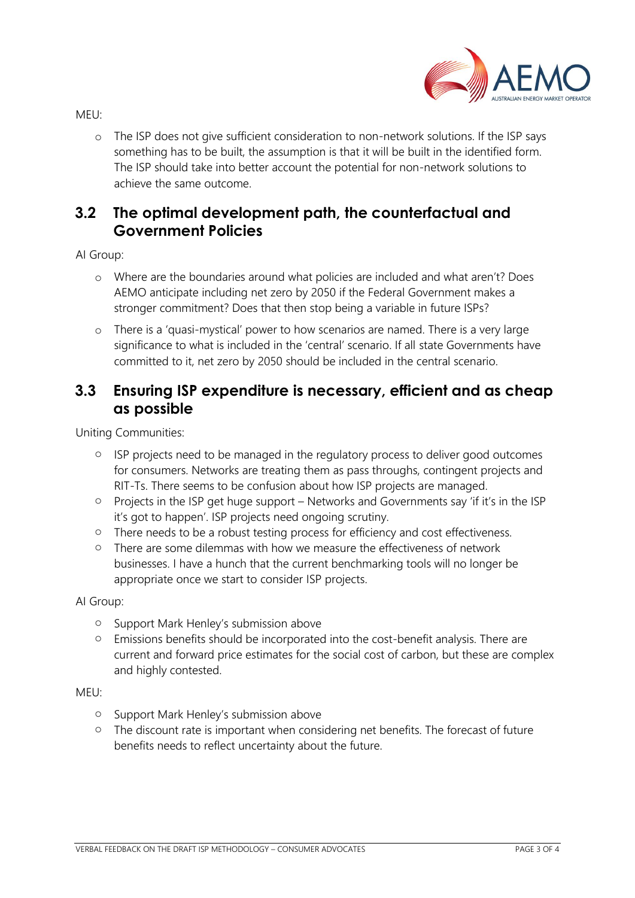MEU:

- The ISP does not give sufficient consideration to non-network solutions. If the ISP says something has to be built, the assumption is that it will be built in the identified form. The ISP should take into better account the potential for non-network solutions to achieve the same outcome.

## 3.2 The optimal development path, the counterfactual and Government Policies

AI Group:

- Where are the boundaries around what policies are included and what aren't? Does AEMO anticipate including net zero by 2050 if the Federal Government makes a stronger commitment? Does that then stop being a variable in future ISPs?
- There is a 'quasi-mystical' power to how scenarios are named. There is a very large significance to what is included in the 'central' scenario. If all state Governments have committed to it, net zero by 2050 should be included in the central scenario.

## 3.3 Ensuring ISP expenditure is necessary, efficient and as cheap as possible

Uniting Communities:

- ISP projects need to be managed in the regulatory process to deliver good outcomes for consumers. Networks are treating them as pass throughs, contingent projects and RIT-Ts. There seems to be confusion about how ISP projects are managed.
- Projects in the ISP get huge support – Networks and Governments say 'if it's in the ISP it's got to happen'. ISP projects need ongoing scrutiny.
- There needs to be a robust testing process for efficiency and cost effectiveness.
- There are some dilemmas with how we measure the effectiveness of network businesses. I have a hunch that the current benchmarking tools will no longer be appropriate once we start to consider ISP projects.

AI Group:

- Support Mark Henley's submission above
- Emissions benefits should be incorporated into the cost-benefit analysis. There are current and forward price estimates for the social cost of carbon, but these are complex and highly contested.

MEU:

- Support Mark Henley's submission above
- The discount rate is important when considering net benefits. The forecast of future benefits needs to reflect uncertainty about the future.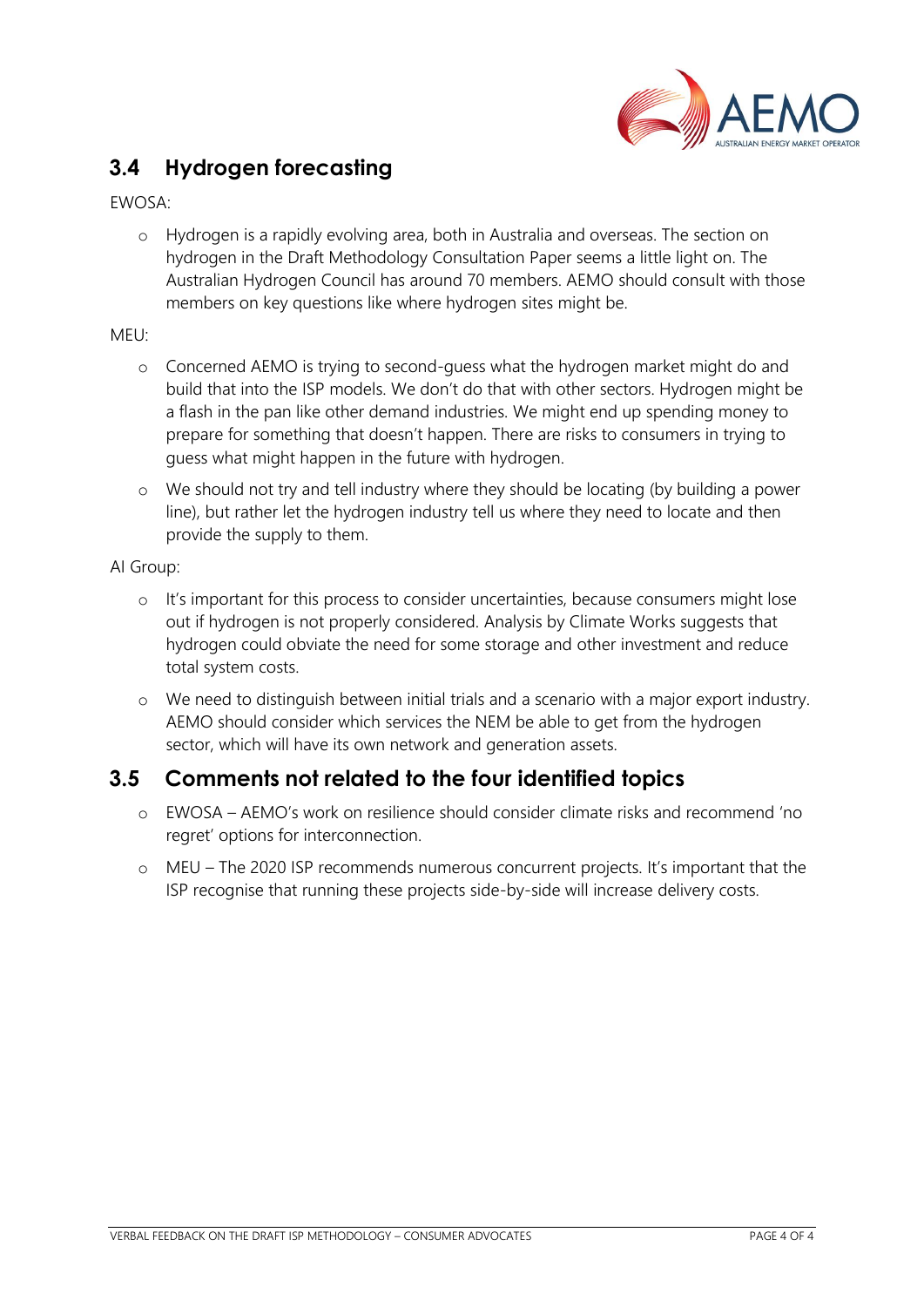## 3.4 Hydrogen forecasting

EWOSA:

- Hydrogen is a rapidly evolving area, both in Australia and overseas. The section on hydrogen in the Draft Methodology Consultation Paper seems a little light on. The Australian Hydrogen Council has around 70 members. AEMO should consult with those members on key questions like where hydrogen sites might be.

MEU:

- Concerned AEMO is trying to second-guess what the hydrogen market might do and build that into the ISP models. We don't do that with other sectors. Hydrogen might be a flash in the pan like other demand industries. We might end up spending money to prepare for something that doesn't happen. There are risks to consumers in trying to guess what might happen in the future with hydrogen.
- We should not try and tell industry where they should be locating (by building a power line), but rather let the hydrogen industry tell us where they need to locate and then provide the supply to them.

AI Group:

- It's important for this process to consider uncertainties, because consumers might lose out if hydrogen is not properly considered. Analysis by Climate Works suggests that hydrogen could obviate the need for some storage and other investment and reduce total system costs.
- We need to distinguish between initial trials and a scenario with a major export industry. AEMO should consider which services the NEM be able to get from the hydrogen sector, which will have its own network and generation assets.

## 3.5 Comments not related to the four identified topics

- EWOSA – AEMO's work on resilience should consider climate risks and recommend 'no regret' options for interconnection.
- MEU – The 2020 ISP recommends numerous concurrent projects. It's important that the ISP recognise that running these projects side-by-side will increase delivery costs.